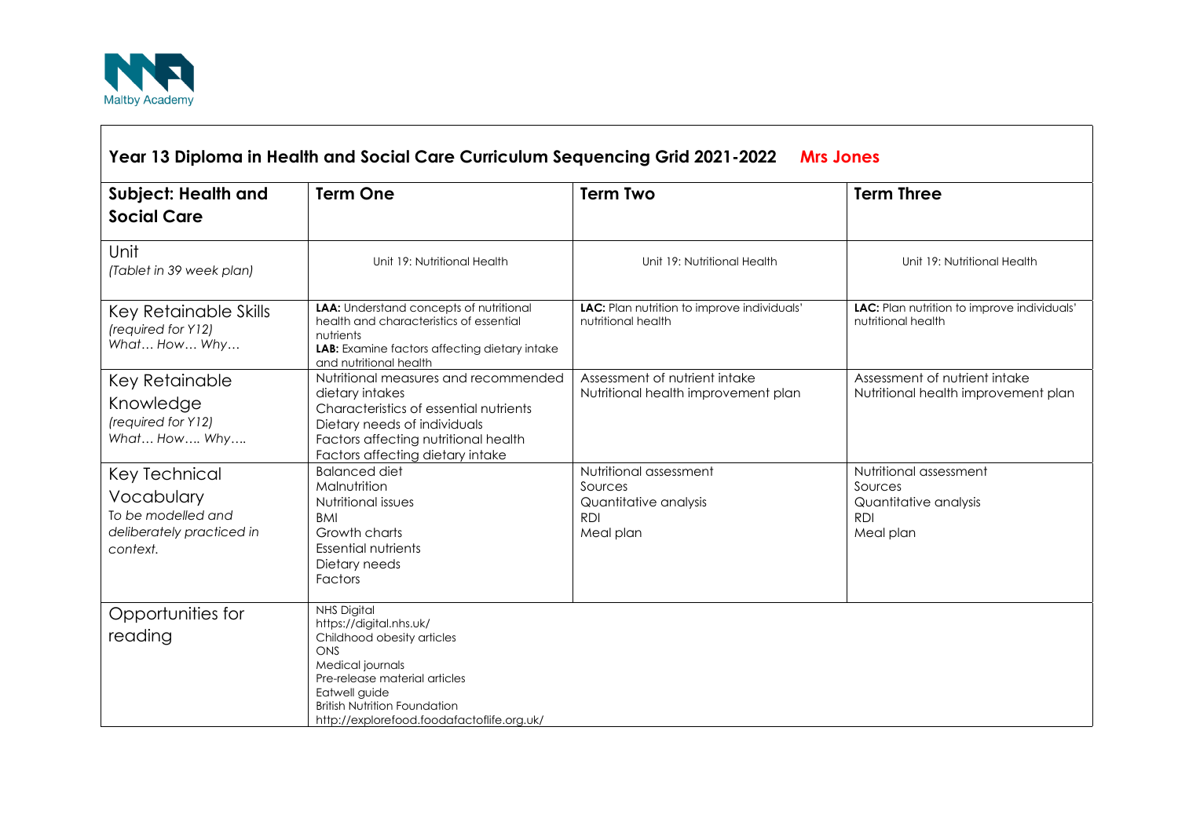Maltby Academy

## Year 13 Diploma in Health and Social Care Curriculum Sequencing Grid 2021-2022 Mrs Jones

| **Subject: Health and Social Care** | **Term One** | **Term Two** | **Term Three** |
|---|---|---|---|
| Unit<br>*(Tablet in 39 week plan)* | Unit 19: Nutritional Health | Unit 19: Nutritional Health | Unit 19: Nutritional Health |
| Key Retainable Skills<br>*(required for Y12)*<br>*What… How… Why…* | **LAA:** Understand concepts of nutritional health and characteristics of essential nutrients<br>**LAB:** Examine factors affecting dietary intake and nutritional health | **LAC:** Plan nutrition to improve individuals' nutritional health | **LAC:** Plan nutrition to improve individuals' nutritional health |
| Key Retainable Knowledge<br>*(required for Y12)*<br>*What… How…. Why….* | Nutritional measures and recommended dietary intakes<br>Characteristics of essential nutrients<br>Dietary needs of individuals<br>Factors affecting nutritional health<br>Factors affecting dietary intake | Assessment of nutrient intake<br>Nutritional health improvement plan | Assessment of nutrient intake<br>Nutritional health improvement plan |
| Key Technical Vocabulary<br>*To be modelled and deliberately practiced in context.* | Balanced diet<br>Malnutrition<br>Nutritional issues<br>BMI<br>Growth charts<br>Essential nutrients<br>Dietary needs<br>Factors | Nutritional assessment<br>Sources<br>Quantitative analysis<br>RDI<br>Meal plan | Nutritional assessment<br>Sources<br>Quantitative analysis<br>RDI<br>Meal plan |
| Opportunities for reading | NHS Digital<br>https://digital.nhs.uk/<br>Childhood obesity articles<br>ONS<br>Medical journals<br>Pre-release material articles<br>Eatwell guide<br>British Nutrition Foundation<br>http://explorefood.foodafactoflife.org.uk/ | | |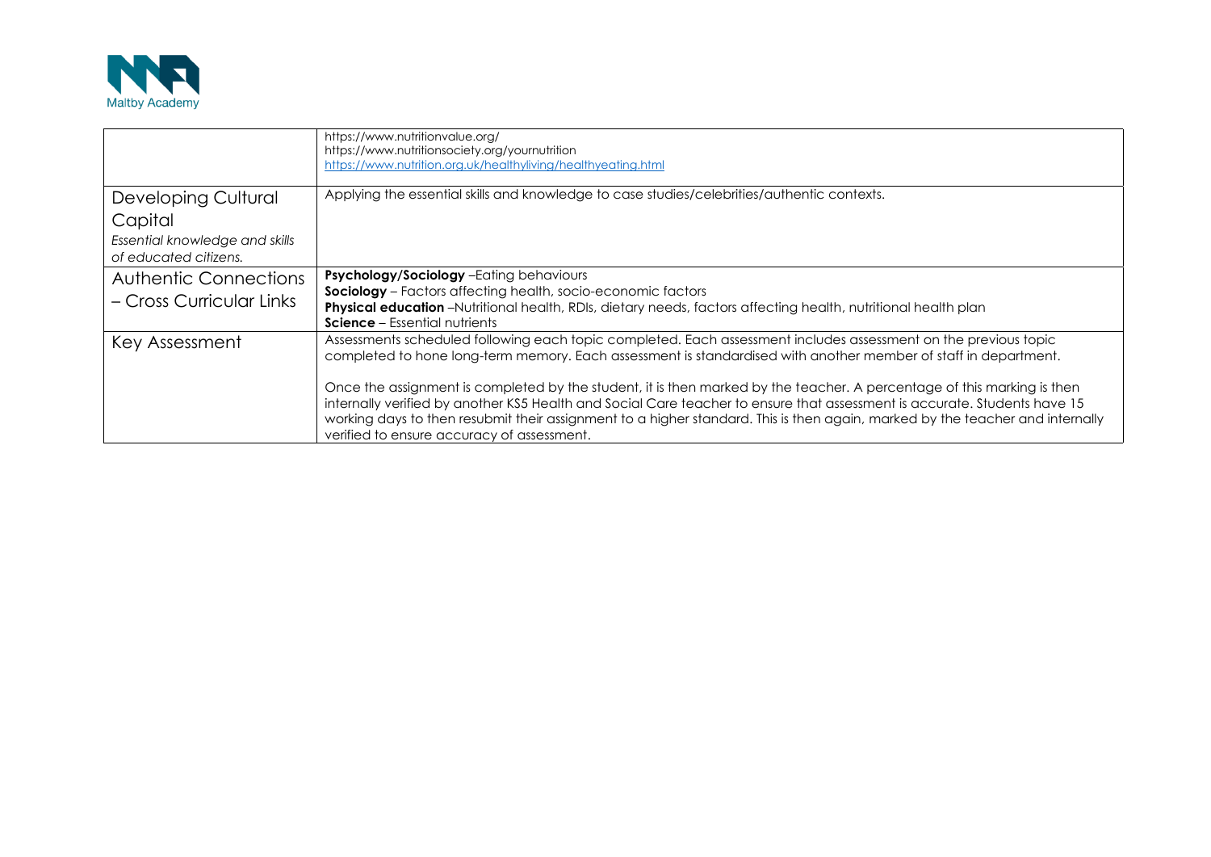| | |
|---|---|
| | https://www.nutritionvalue.org/<br>https://www.nutritionsociety.org/yournutrition<br>https://www.nutrition.org.uk/healthyliving/healthyeating.html |
| Developing Cultural Capital<br>*Essential knowledge and skills of educated citizens.* | Applying the essential skills and knowledge to case studies/celebrities/authentic contexts. |
| Authentic Connections – Cross Curricular Links | **Psychology/Sociology** –Eating behaviours<br>**Sociology** – Factors affecting health, socio-economic factors<br>**Physical education** –Nutritional health, RDIs, dietary needs, factors affecting health, nutritional health plan<br>**Science** – Essential nutrients |
| Key Assessment | Assessments scheduled following each topic completed. Each assessment includes assessment on the previous topic completed to hone long-term memory. Each assessment is standardised with another member of staff in department.<br><br>Once the assignment is completed by the student, it is then marked by the teacher. A percentage of this marking is then internally verified by another KS5 Health and Social Care teacher to ensure that assessment is accurate. Students have 15 working days to then resubmit their assignment to a higher standard. This is then again, marked by the teacher and internally verified to ensure accuracy of assessment. |